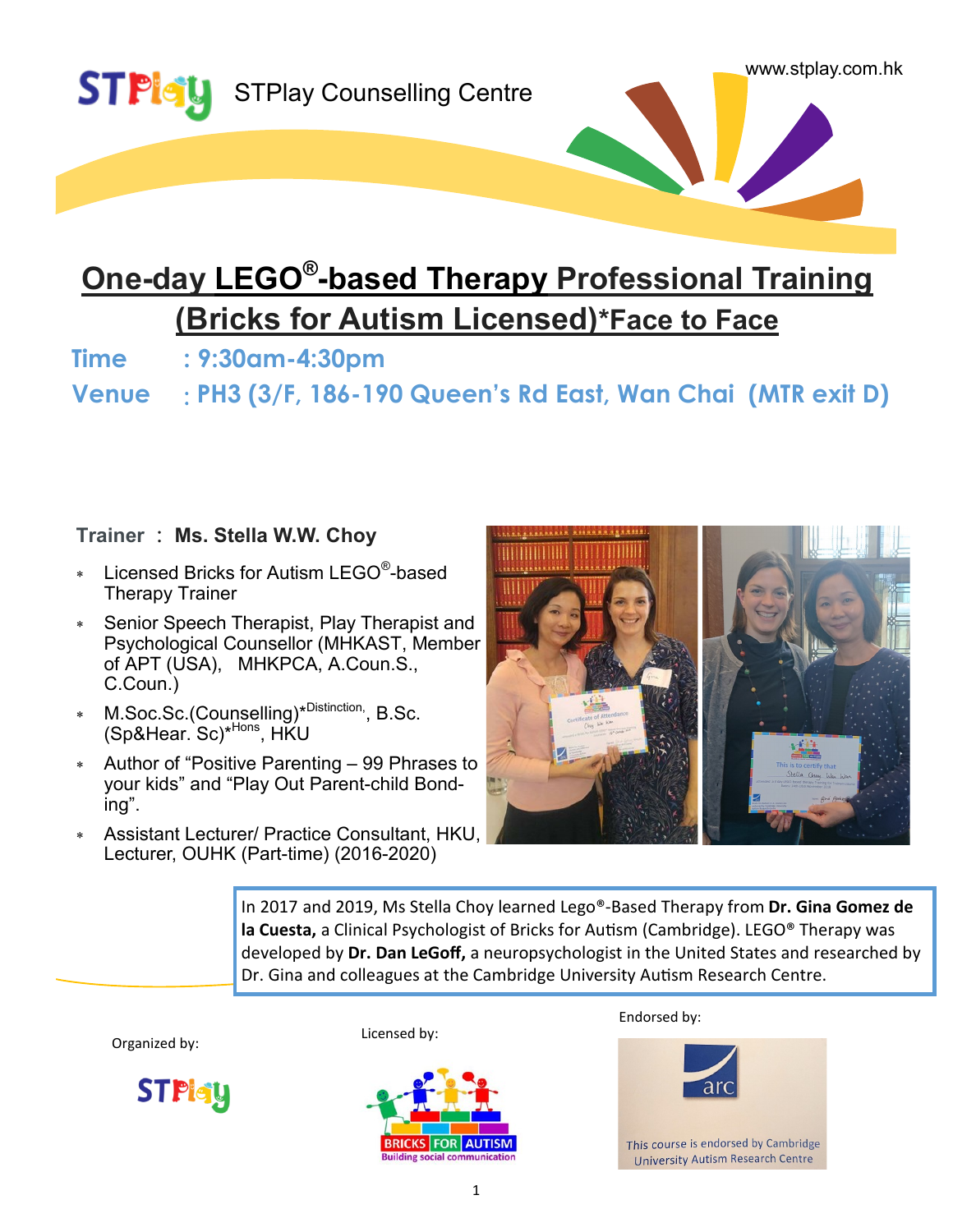STPlay Counselling Centre

www.stplay.com.hk

# One-day LEGO®-based Therapy Professional Training (Bricks for Autism Licensed)*Face to Face

**Time : 9:30am-4:30pm**

**Venue : PH3 (3/F, 186-190 Queen's Rd East, Wan Chai (MTR exit D)**

**Trainer : Ms. Stella W.W. Choy**

- Licensed Bricks for Autism LEGO®-based Therapy Trainer
- Senior Speech Therapist, Play Therapist and Psychological Counsellor (MHKAST, Member of APT (USA), MHKPCA, A.Coun.S., C.Coun.)
- M.Soc.Sc.(Counselling)*Distinction, B.Sc. (Sp&Hear. Sc)*Hons, HKU
- Author of "Positive Parenting – 99 Phrases to your kids" and "Play Out Parent-child Bonding".
- Assistant Lecturer/ Practice Consultant, HKU, Lecturer, OUHK (Part-time) (2016-2020)

In 2017 and 2019, Ms Stella Choy learned Lego®-Based Therapy from **Dr. Gina Gomez de la Cuesta,** a Clinical Psychologist of Bricks for Autism (Cambridge). LEGO® Therapy was developed by **Dr. Dan LeGoff,** a neuropsychologist in the United States and researched by Dr. Gina and colleagues at the Cambridge University Autism Research Centre.

Organized by: STPlay

Licensed by: BRICKS FOR AUTISM — Building social communication

Endorsed by: arc — This course is endorsed by Cambridge University Autism Research Centre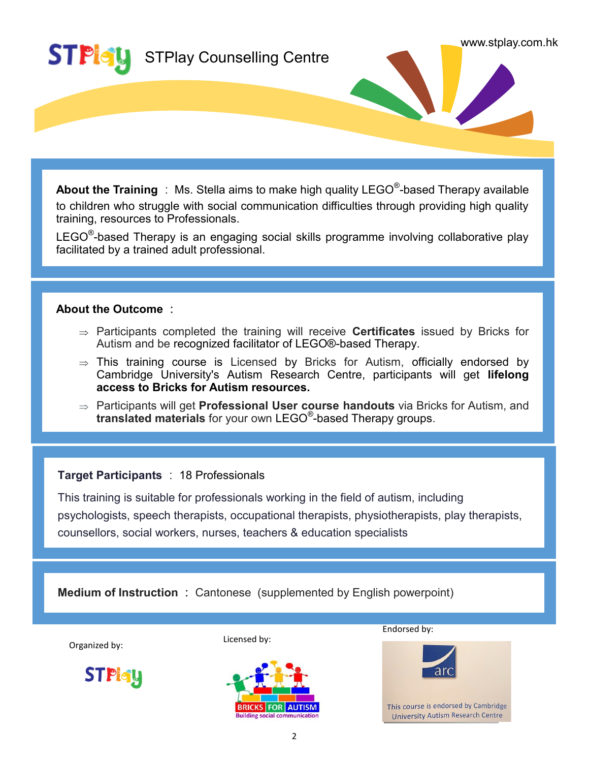STPlay Counselling Centre

www.stplay.com.hk

**About the Training** : Ms. Stella aims to make high quality LEGO®-based Therapy available to children who struggle with social communication difficulties through providing high quality training, resources to Professionals.

LEGO®-based Therapy is an engaging social skills programme involving collaborative play facilitated by a trained adult professional.

**About the Outcome** :

- Participants completed the training will receive **Certificates** issued by Bricks for Autism and be recognized facilitator of LEGO®-based Therapy.
- This training course is Licensed by Bricks for Autism, officially endorsed by Cambridge University's Autism Research Centre, participants will get **lifelong access to Bricks for Autism resources.**
- Participants will get **Professional User course handouts** via Bricks for Autism, and **translated materials** for your own LEGO®-based Therapy groups.

**Target Participants** : 18 Professionals

This training is suitable for professionals working in the field of autism, including psychologists, speech therapists, occupational therapists, physiotherapists, play therapists, counsellors, social workers, nurses, teachers & education specialists

**Medium of Instruction** : Cantonese (supplemented by English powerpoint)

Organized by: STPlay

Licensed by: BRICKS FOR AUTISM — Building social communication

Endorsed by: arc — This course is endorsed by Cambridge University Autism Research Centre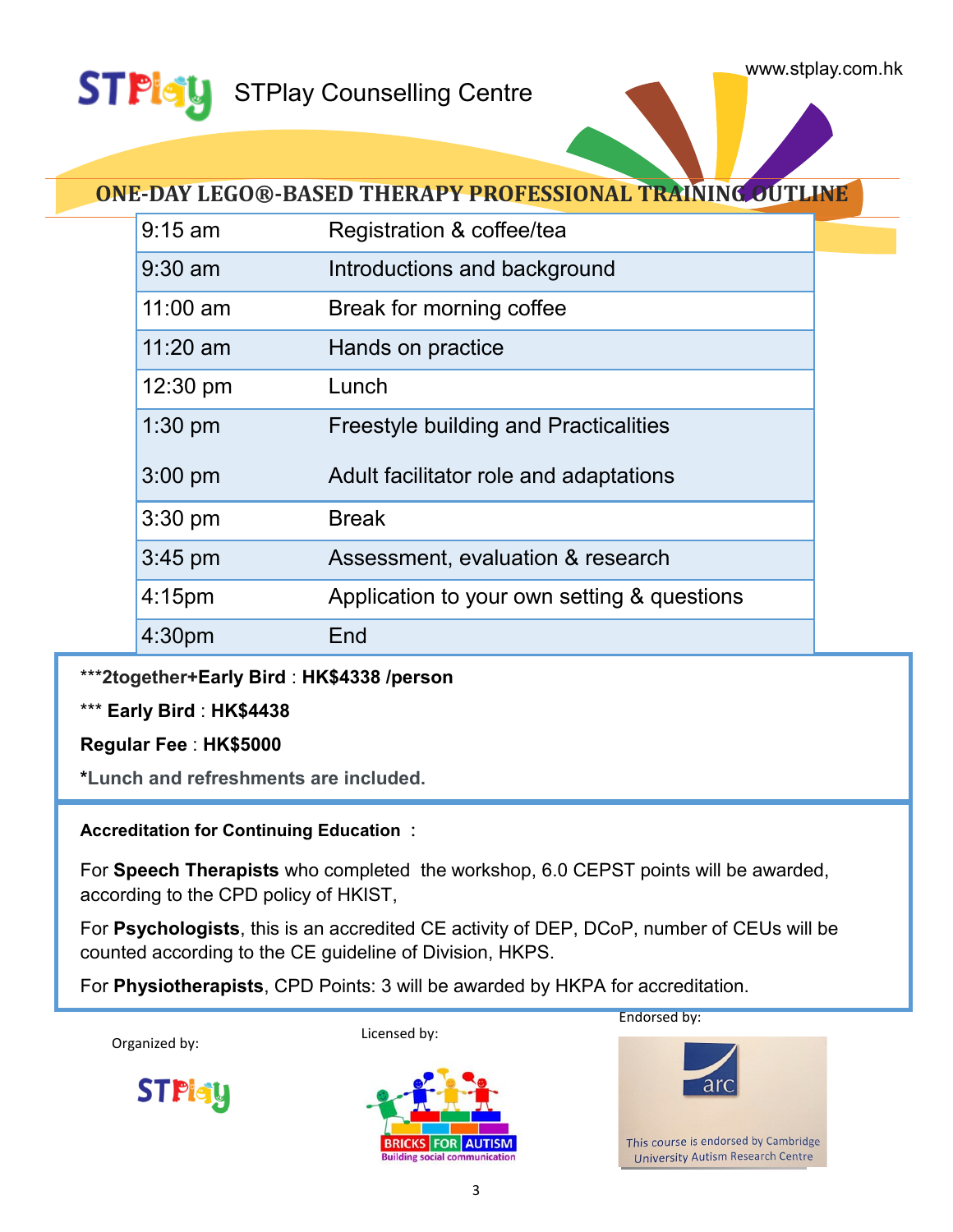STPlay Counselling Centre

www.stplay.com.hk

## ONE-DAY LEGO®-BASED THERAPY PROFESSIONAL TRAINING OUTLINE

| Time | Activity |
|---|---|
| 9:15 am | Registration & coffee/tea |
| 9:30 am | Introductions and background |
| 11:00 am | Break for morning coffee |
| 11:20 am | Hands on practice |
| 12:30 pm | Lunch |
| 1:30 pm | Freestyle building and Practicalities |
| 3:00 pm | Adult facilitator role and adaptations |
| 3:30 pm | Break |
| 3:45 pm | Assessment, evaluation & research |
| 4:15pm | Application to your own setting & questions |
| 4:30pm | End |

***2together+Early Bird** : **HK$4338 /person**

*** **Early Bird** : **HK$4438**

**Regular Fee** : **HK$5000**

***Lunch and refreshments are included.**

**Accreditation for Continuing Education** :

For **Speech Therapists** who completed the workshop, 6.0 CEPST points will be awarded, according to the CPD policy of HKIST,

For **Psychologists**, this is an accredited CE activity of DEP, DCoP, number of CEUs will be counted according to the CE guideline of Division, HKPS.

For **Physiotherapists**, CPD Points: 3 will be awarded by HKPA for accreditation.

Organized by: STPlay

Licensed by: BRICKS FOR AUTISM — Building social communication

Endorsed by: arc — This course is endorsed by Cambridge University Autism Research Centre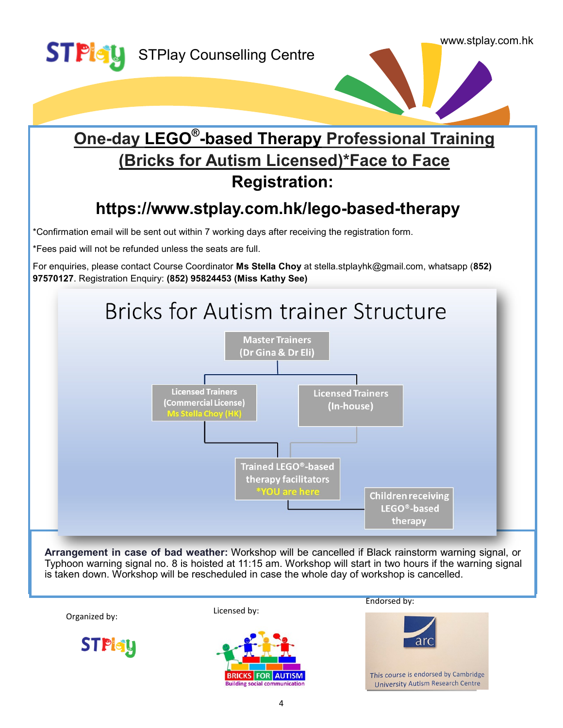STPlay Counselling Centre

www.stplay.com.hk

# One-day LEGO®-based Therapy Professional Training (Bricks for Autism Licensed)*Face to Face

## Registration:

## https://www.stplay.com.hk/lego-based-therapy

*Confirmation email will be sent out within 7 working days after receiving the registration form.

*Fees paid will not be refunded unless the seats are full.

For enquiries, please contact Course Coordinator **Ms Stella Choy** at stella.stplayhk@gmail.com, whatsapp (**852) 97570127**. Registration Enquiry: **(852) 95824453 (Miss Kathy See)**

Bricks for Autism trainer Structure

Master Trainers (Dr Gina & Dr Eli)

Licensed Trainers (Commercial License) Ms Stella Choy (HK)

Licensed Trainers (In-house)

Trained LEGO®-based therapy facilitators *YOU are here

Children receiving LEGO®-based therapy

**Arrangement in case of bad weather:** Workshop will be cancelled if Black rainstorm warning signal, or Typhoon warning signal no. 8 is hoisted at 11:15 am. Workshop will start in two hours if the warning signal is taken down. Workshop will be rescheduled in case the whole day of workshop is cancelled.

Organized by: STPlay

Licensed by: BRICKS FOR AUTISM Building social communication

Endorsed by: arc

This course is endorsed by Cambridge University Autism Research Centre